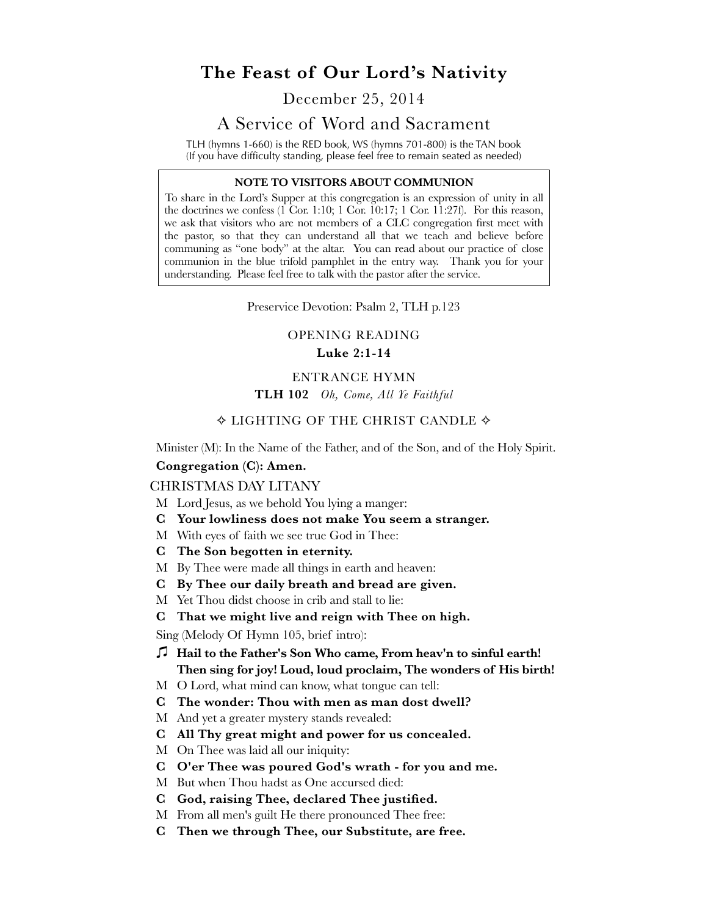# The Feast of Our Lord's Nativity

December 25, 2014

## A Service of Word and Sacrament

TLH (hymns 1-660) is the RED book, WS (hymns 701-800) is the TAN book
(If you have difficulty standing, please feel free to remain seated as needed)

> **NOTE TO VISITORS ABOUT COMMUNION**
>
> To share in the Lord's Supper at this congregation is an expression of unity in all the doctrines we confess (1 Cor. 1:10; 1 Cor. 10:17; 1 Cor. 11:27f). For this reason, we ask that visitors who are not members of a CLC congregation first meet with the pastor, so that they can understand all that we teach and believe before communing as "one body" at the altar. You can read about our practice of close communion in the blue trifold pamphlet in the entry way. Thank you for your understanding. Please feel free to talk with the pastor after the service.

Preservice Devotion: Psalm 2, TLH p.123

OPENING READING

**Luke 2:1-14**

ENTRANCE HYMN

**TLH 102** *Oh, Come, All Ye Faithful*

✧ LIGHTING OF THE CHRIST CANDLE ✧

Minister (M): In the Name of the Father, and of the Son, and of the Holy Spirit.

**Congregation (C): Amen.**

CHRISTMAS DAY LITANY

M Lord Jesus, as we behold You lying a manger:

**C Your lowliness does not make You seem a stranger.**

M With eyes of faith we see true God in Thee:

**C The Son begotten in eternity.**

M By Thee were made all things in earth and heaven:

**C By Thee our daily breath and bread are given.**

M Yet Thou didst choose in crib and stall to lie:

**C That we might live and reign with Thee on high.**

Sing (Melody Of Hymn 105, brief intro):

♫ **Hail to the Father's Son Who came, From heav'n to sinful earth!**
**Then sing for joy! Loud, loud proclaim, The wonders of His birth!**

M O Lord, what mind can know, what tongue can tell:

**C The wonder: Thou with men as man dost dwell?**

M And yet a greater mystery stands revealed:

**C All Thy great might and power for us concealed.**

M On Thee was laid all our iniquity:

**C O'er Thee was poured God's wrath - for you and me.**

M But when Thou hadst as One accursed died:

**C God, raising Thee, declared Thee justified.**

M From all men's guilt He there pronounced Thee free:

**C Then we through Thee, our Substitute, are free.**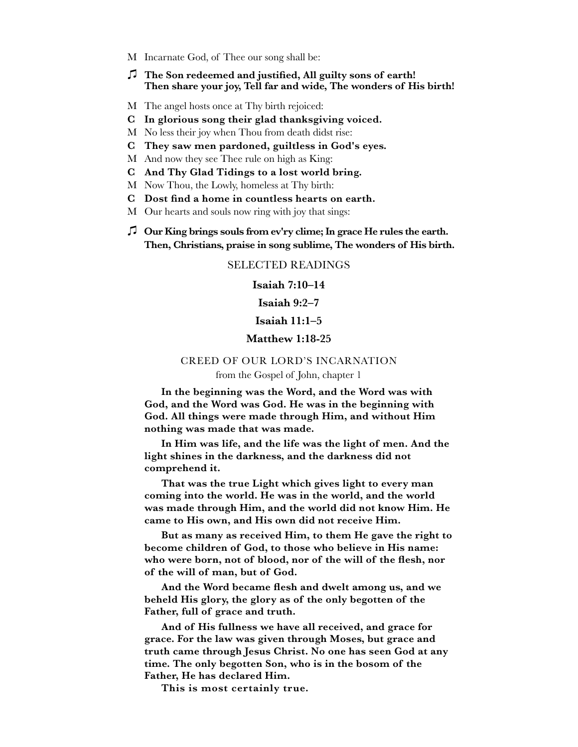M Incarnate God, of Thee our song shall be:

♫ **The Son redeemed and justified, All guilty sons of earth!**
**Then share your joy, Tell far and wide, The wonders of His birth!**

M The angel hosts once at Thy birth rejoiced:

**C In glorious song their glad thanksgiving voiced.**

M No less their joy when Thou from death didst rise:

**C They saw men pardoned, guiltless in God's eyes.**

M And now they see Thee rule on high as King:

**C And Thy Glad Tidings to a lost world bring.**

M Now Thou, the Lowly, homeless at Thy birth:

**C Dost find a home in countless hearts on earth.**

M Our hearts and souls now ring with joy that sings:

♫ **Our King brings souls from ev'ry clime; In grace He rules the earth.**
**Then, Christians, praise in song sublime, The wonders of His birth.**

## SELECTED READINGS

**Isaiah 7:10–14**

**Isaiah 9:2–7**

**Isaiah 11:1–5**

**Matthew 1:18-25**

## CREED OF OUR LORD'S INCARNATION

from the Gospel of John, chapter 1

**In the beginning was the Word, and the Word was with God, and the Word was God. He was in the beginning with God. All things were made through Him, and without Him nothing was made that was made.**

**In Him was life, and the life was the light of men. And the light shines in the darkness, and the darkness did not comprehend it.**

**That was the true Light which gives light to every man coming into the world. He was in the world, and the world was made through Him, and the world did not know Him. He came to His own, and His own did not receive Him.**

**But as many as received Him, to them He gave the right to become children of God, to those who believe in His name: who were born, not of blood, nor of the will of the flesh, nor of the will of man, but of God.**

**And the Word became flesh and dwelt among us, and we beheld His glory, the glory as of the only begotten of the Father, full of grace and truth.**

**And of His fullness we have all received, and grace for grace. For the law was given through Moses, but grace and truth came through Jesus Christ. No one has seen God at any time. The only begotten Son, who is in the bosom of the Father, He has declared Him.**

**This is most certainly true.**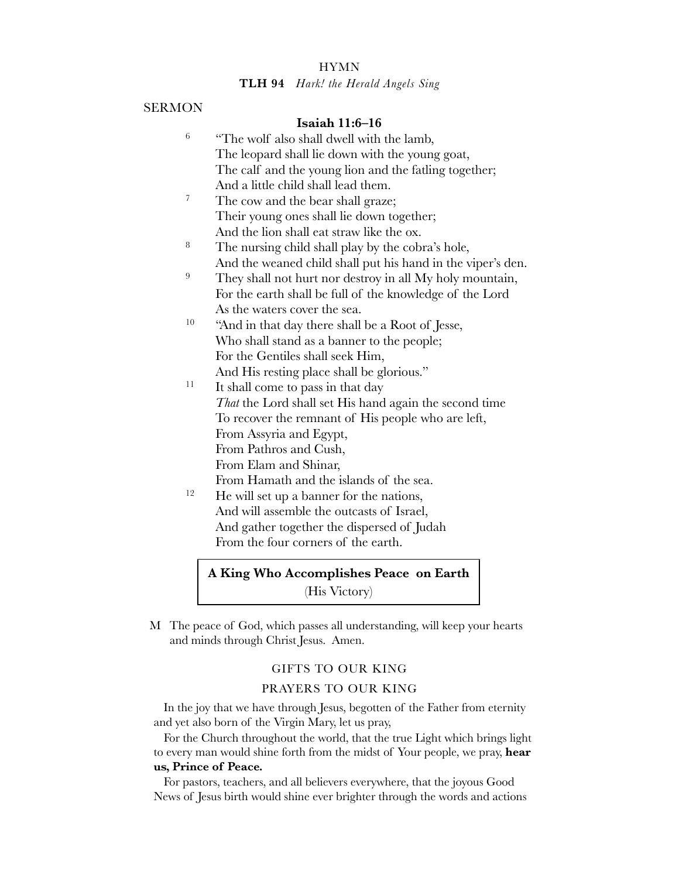HYMN

**TLH 94** *Hark! the Herald Angels Sing*

SERMON

**Isaiah 11:6–16**

6 "The wolf also shall dwell with the lamb,
The leopard shall lie down with the young goat,
The calf and the young lion and the fatling together;
And a little child shall lead them.
7 The cow and the bear shall graze;
Their young ones shall lie down together;
And the lion shall eat straw like the ox.
8 The nursing child shall play by the cobra's hole,
And the weaned child shall put his hand in the viper's den.
9 They shall not hurt nor destroy in all My holy mountain,
For the earth shall be full of the knowledge of the Lord
As the waters cover the sea.
10 "And in that day there shall be a Root of Jesse,
Who shall stand as a banner to the people;
For the Gentiles shall seek Him,
And His resting place shall be glorious."
11 It shall come to pass in that day
*That* the Lord shall set His hand again the second time
To recover the remnant of His people who are left,
From Assyria and Egypt,
From Pathros and Cush,
From Elam and Shinar,
From Hamath and the islands of the sea.
12 He will set up a banner for the nations,
And will assemble the outcasts of Israel,
And gather together the dispersed of Judah
From the four corners of the earth.

**A King Who Accomplishes Peace on Earth**
(His Victory)

M The peace of God, which passes all understanding, will keep your hearts and minds through Christ Jesus. Amen.

GIFTS TO OUR KING

PRAYERS TO OUR KING

In the joy that we have through Jesus, begotten of the Father from eternity and yet also born of the Virgin Mary, let us pray,

For the Church throughout the world, that the true Light which brings light to every man would shine forth from the midst of Your people, we pray, **hear us, Prince of Peace.**

For pastors, teachers, and all believers everywhere, that the joyous Good News of Jesus birth would shine ever brighter through the words and actions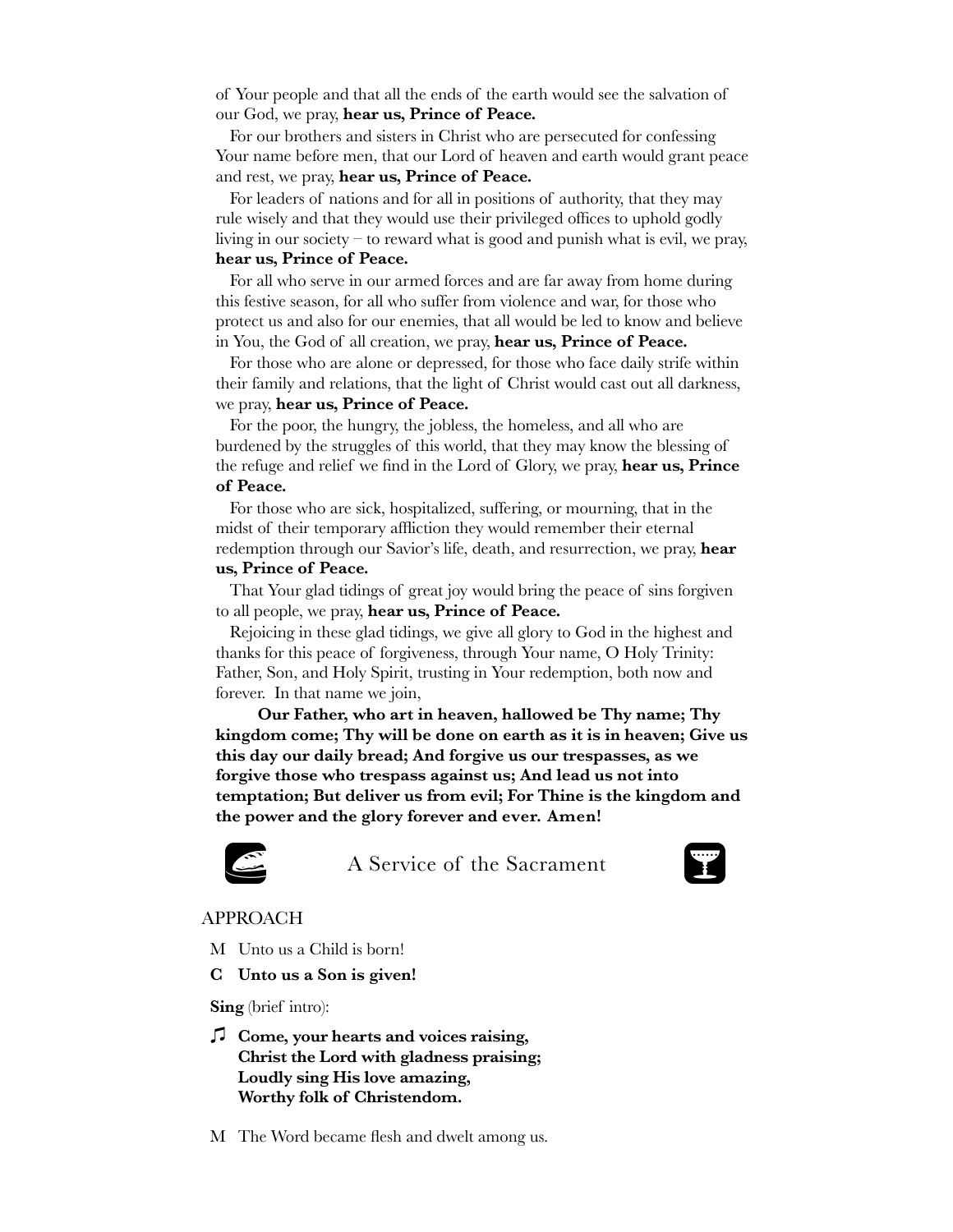of Your people and that all the ends of the earth would see the salvation of our God, we pray, **hear us, Prince of Peace.**

For our brothers and sisters in Christ who are persecuted for confessing Your name before men, that our Lord of heaven and earth would grant peace and rest, we pray, **hear us, Prince of Peace.**

For leaders of nations and for all in positions of authority, that they may rule wisely and that they would use their privileged offices to uphold godly living in our society – to reward what is good and punish what is evil, we pray, **hear us, Prince of Peace.**

For all who serve in our armed forces and are far away from home during this festive season, for all who suffer from violence and war, for those who protect us and also for our enemies, that all would be led to know and believe in You, the God of all creation, we pray, **hear us, Prince of Peace.**

For those who are alone or depressed, for those who face daily strife within their family and relations, that the light of Christ would cast out all darkness, we pray, **hear us, Prince of Peace.**

For the poor, the hungry, the jobless, the homeless, and all who are burdened by the struggles of this world, that they may know the blessing of the refuge and relief we find in the Lord of Glory, we pray, **hear us, Prince of Peace.**

For those who are sick, hospitalized, suffering, or mourning, that in the midst of their temporary affliction they would remember their eternal redemption through our Savior's life, death, and resurrection, we pray, **hear us, Prince of Peace.**

That Your glad tidings of great joy would bring the peace of sins forgiven to all people, we pray, **hear us, Prince of Peace.**

Rejoicing in these glad tidings, we give all glory to God in the highest and thanks for this peace of forgiveness, through Your name, O Holy Trinity: Father, Son, and Holy Spirit, trusting in Your redemption, both now and forever. In that name we join,

**Our Father, who art in heaven, hallowed be Thy name; Thy kingdom come; Thy will be done on earth as it is in heaven; Give us this day our daily bread; And forgive us our trespasses, as we forgive those who trespass against us; And lead us not into temptation; But deliver us from evil; For Thine is the kingdom and the power and the glory forever and ever. Amen!**

## A Service of the Sacrament

### APPROACH

M Unto us a Child is born!

**C Unto us a Son is given!**

**Sing** (brief intro):

♫ **Come, your hearts and voices raising,**
**Christ the Lord with gladness praising;**
**Loudly sing His love amazing,**
**Worthy folk of Christendom.**

M The Word became flesh and dwelt among us.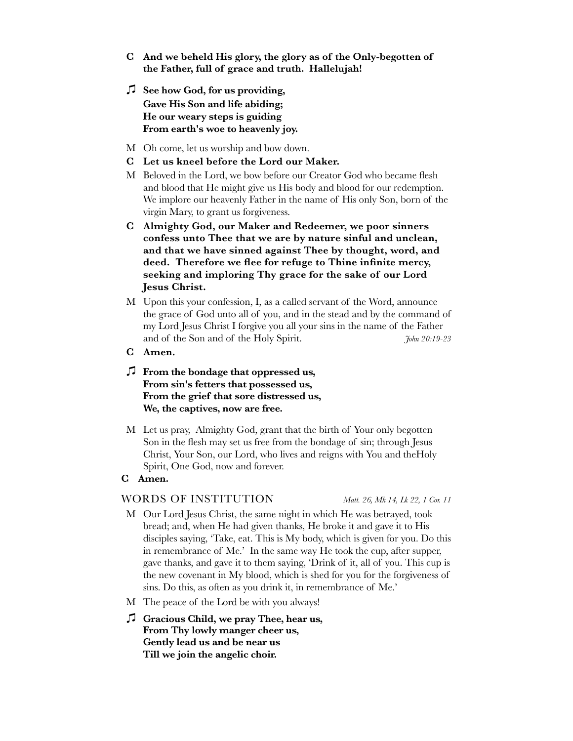**C And we beheld His glory, the glory as of the Only-begotten of the Father, full of grace and truth. Hallelujah!**

♫ **See how God, for us providing,**
**Gave His Son and life abiding;**
**He our weary steps is guiding**
**From earth's woe to heavenly joy.**

M Oh come, let us worship and bow down.

**C Let us kneel before the Lord our Maker.**

M Beloved in the Lord, we bow before our Creator God who became flesh and blood that He might give us His body and blood for our redemption. We implore our heavenly Father in the name of His only Son, born of the virgin Mary, to grant us forgiveness.

**C Almighty God, our Maker and Redeemer, we poor sinners confess unto Thee that we are by nature sinful and unclean, and that we have sinned against Thee by thought, word, and deed. Therefore we flee for refuge to Thine infinite mercy, seeking and imploring Thy grace for the sake of our Lord Jesus Christ.**

M Upon this your confession, I, as a called servant of the Word, announce the grace of God unto all of you, and in the stead and by the command of my Lord Jesus Christ I forgive you all your sins in the name of the Father and of the Son and of the Holy Spirit. *John 20:19-23*

**C Amen.**

♫ **From the bondage that oppressed us,**
**From sin's fetters that possessed us,**
**From the grief that sore distressed us,**
**We, the captives, now are free.**

M Let us pray, Almighty God, grant that the birth of Your only begotten Son in the flesh may set us free from the bondage of sin; through Jesus Christ, Your Son, our Lord, who lives and reigns with You and theHoly Spirit, One God, now and forever.

**C Amen.**

## WORDS OF INSTITUTION *Matt. 26, Mk 14, Lk 22, 1 Cor. 11*

M Our Lord Jesus Christ, the same night in which He was betrayed, took bread; and, when He had given thanks, He broke it and gave it to His disciples saying, 'Take, eat. This is My body, which is given for you. Do this in remembrance of Me.' In the same way He took the cup, after supper, gave thanks, and gave it to them saying, 'Drink of it, all of you. This cup is the new covenant in My blood, which is shed for you for the forgiveness of sins. Do this, as often as you drink it, in remembrance of Me.'

M The peace of the Lord be with you always!

♫ **Gracious Child, we pray Thee, hear us,**
**From Thy lowly manger cheer us,**
**Gently lead us and be near us**
**Till we join the angelic choir.**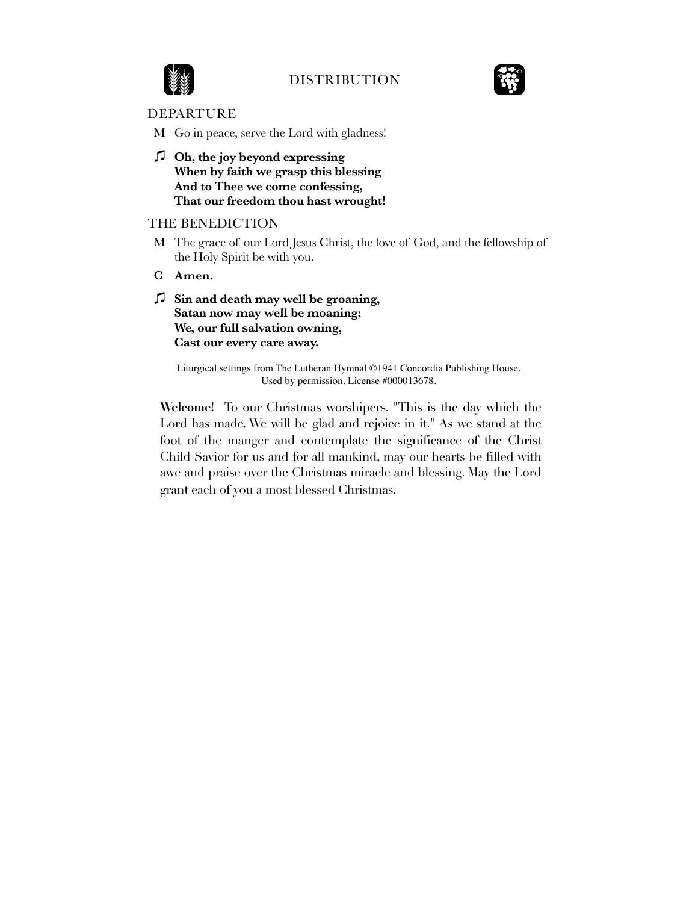## DISTRIBUTION

## DEPARTURE

M Go in peace, serve the Lord with gladness!

♫ **Oh, the joy beyond expressing**
**When by faith we grasp this blessing**
**And to Thee we come confessing,**
**That our freedom thou hast wrought!**

## THE BENEDICTION

M The grace of our Lord Jesus Christ, the love of God, and the fellowship of the Holy Spirit be with you.

**C Amen.**

♫ **Sin and death may well be groaning,**
**Satan now may well be moaning;**
**We, our full salvation owning,**
**Cast our every care away.**

Liturgical settings from The Lutheran Hymnal ©1941 Concordia Publishing House. Used by permission. License #000013678.

**Welcome!** To our Christmas worshipers. "This is the day which the Lord has made. We will be glad and rejoice in it." As we stand at the foot of the manger and contemplate the significance of the Christ Child Savior for us and for all mankind, may our hearts be filled with awe and praise over the Christmas miracle and blessing. May the Lord grant each of you a most blessed Christmas.